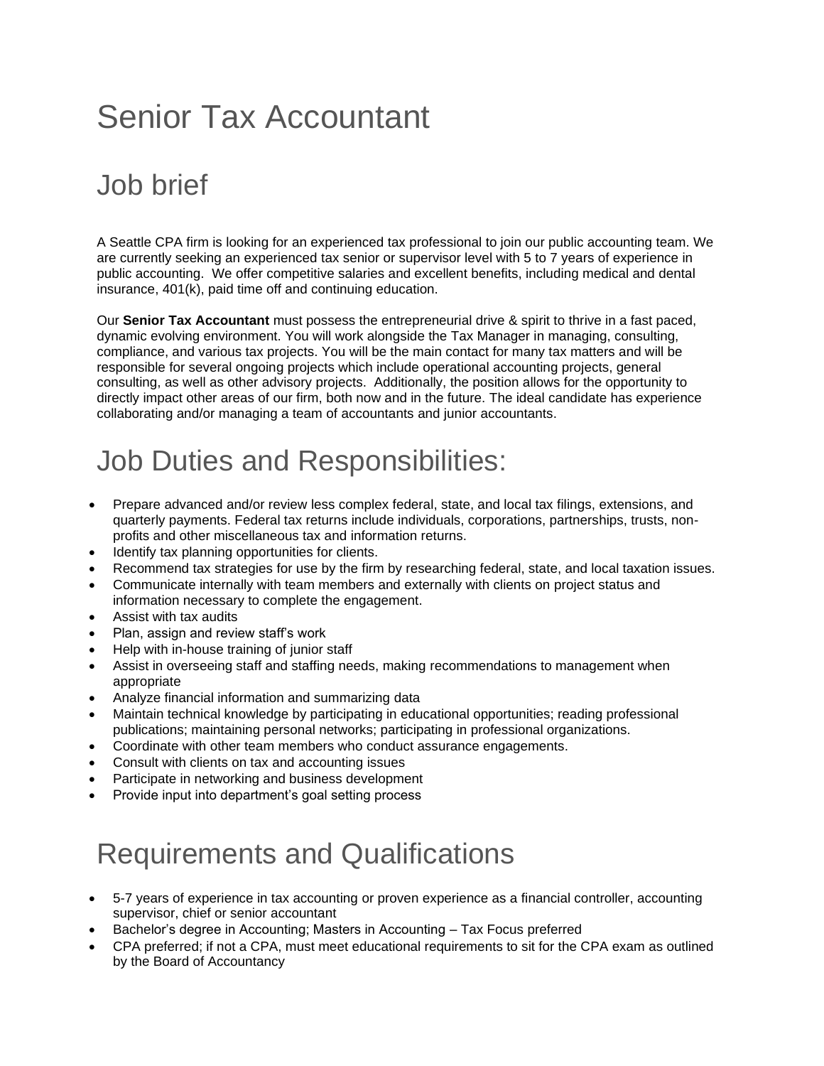# Senior Tax Accountant

## Job brief

A Seattle CPA firm is looking for an experienced tax professional to join our public accounting team. We are currently seeking an experienced tax senior or supervisor level with 5 to 7 years of experience in public accounting. We offer competitive salaries and excellent benefits, including medical and dental insurance, 401(k), paid time off and continuing education.

Our **Senior Tax Accountant** must possess the entrepreneurial drive & spirit to thrive in a fast paced, dynamic evolving environment. You will work alongside the Tax Manager in managing, consulting, compliance, and various tax projects. You will be the main contact for many tax matters and will be responsible for several ongoing projects which include operational accounting projects, general consulting, as well as other advisory projects. Additionally, the position allows for the opportunity to directly impact other areas of our firm, both now and in the future. The ideal candidate has experience collaborating and/or managing a team of accountants and junior accountants.

## Job Duties and Responsibilities:

- Prepare advanced and/or review less complex federal, state, and local tax filings, extensions, and quarterly payments. Federal tax returns include individuals, corporations, partnerships, trusts, non-profits and other miscellaneous tax and information returns.
- Identify tax planning opportunities for clients.
- Recommend tax strategies for use by the firm by researching federal, state, and local taxation issues.
- Communicate internally with team members and externally with clients on project status and information necessary to complete the engagement.
- Assist with tax audits
- Plan, assign and review staff's work
- Help with in-house training of junior staff
- Assist in overseeing staff and staffing needs, making recommendations to management when appropriate
- Analyze financial information and summarizing data
- Maintain technical knowledge by participating in educational opportunities; reading professional publications; maintaining personal networks; participating in professional organizations.
- Coordinate with other team members who conduct assurance engagements.
- Consult with clients on tax and accounting issues
- Participate in networking and business development
- Provide input into department's goal setting process

## Requirements and Qualifications

- 5-7 years of experience in tax accounting or proven experience as a financial controller, accounting supervisor, chief or senior accountant
- Bachelor's degree in Accounting; Masters in Accounting – Tax Focus preferred
- CPA preferred; if not a CPA, must meet educational requirements to sit for the CPA exam as outlined by the Board of Accountancy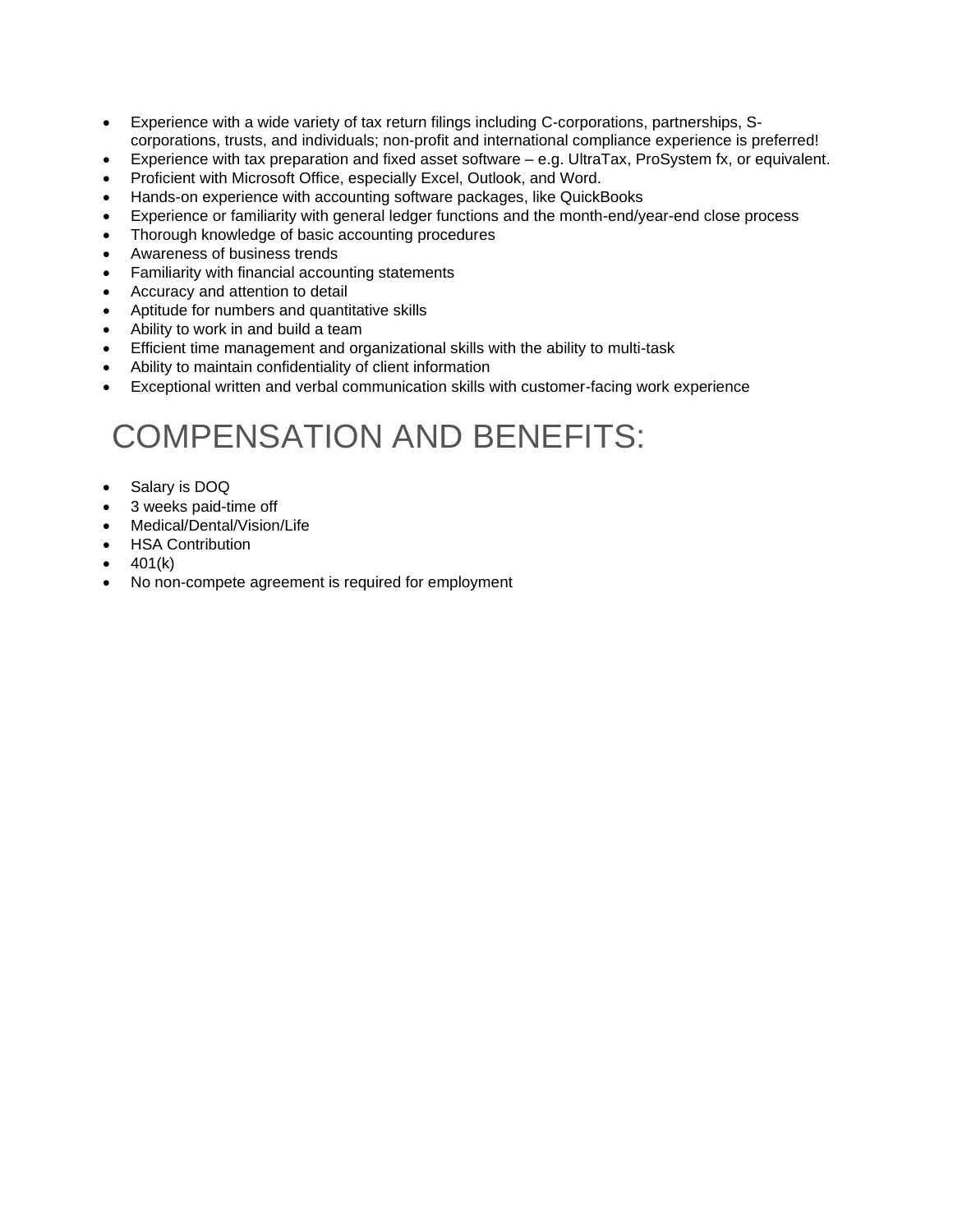- Experience with a wide variety of tax return filings including C-corporations, partnerships, S-corporations, trusts, and individuals; non-profit and international compliance experience is preferred!
- Experience with tax preparation and fixed asset software – e.g. UltraTax, ProSystem fx, or equivalent.
- Proficient with Microsoft Office, especially Excel, Outlook, and Word.
- Hands-on experience with accounting software packages, like QuickBooks
- Experience or familiarity with general ledger functions and the month-end/year-end close process
- Thorough knowledge of basic accounting procedures
- Awareness of business trends
- Familiarity with financial accounting statements
- Accuracy and attention to detail
- Aptitude for numbers and quantitative skills
- Ability to work in and build a team
- Efficient time management and organizational skills with the ability to multi-task
- Ability to maintain confidentiality of client information
- Exceptional written and verbal communication skills with customer-facing work experience

# COMPENSATION AND BENEFITS:

- Salary is DOQ
- 3 weeks paid-time off
- Medical/Dental/Vision/Life
- HSA Contribution
- 401(k)
- No non-compete agreement is required for employment